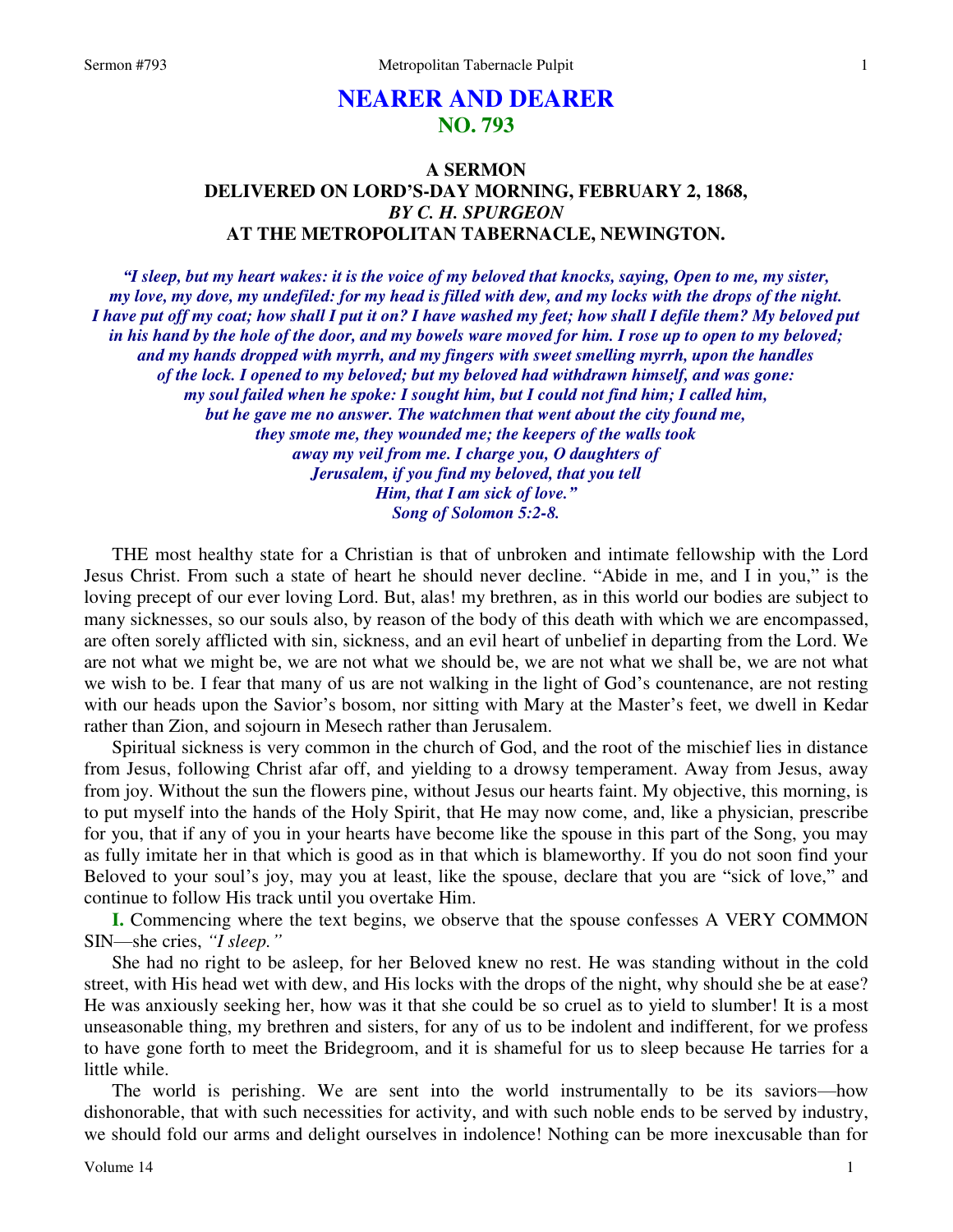# NEARER AND DEARER
## NO. 793

### A SERMON
### DELIVERED ON LORD'S-DAY MORNING, FEBRUARY 2, 1868,
### *BY C. H. SPURGEON*
### AT THE METROPOLITAN TABERNACLE, NEWINGTON.

***"I sleep, but my heart wakes: it is the voice of my beloved that knocks, saying, Open to me, my sister, my love, my dove, my undefiled: for my head is filled with dew, and my locks with the drops of the night. I have put off my coat; how shall I put it on? I have washed my feet; how shall I defile them? My beloved put in his hand by the hole of the door, and my bowels ware moved for him. I rose up to open to my beloved; and my hands dropped with myrrh, and my fingers with sweet smelling myrrh, upon the handles of the lock. I opened to my beloved; but my beloved had withdrawn himself, and was gone: my soul failed when he spoke: I sought him, but I could not find him; I called him, but he gave me no answer. The watchmen that went about the city found me, they smote me, they wounded me; the keepers of the walls took away my veil from me. I charge you, O daughters of Jerusalem, if you find my beloved, that you tell Him, that I am sick of love."***
***Song of Solomon 5:2-8.***

THE most healthy state for a Christian is that of unbroken and intimate fellowship with the Lord Jesus Christ. From such a state of heart he should never decline. "Abide in me, and I in you," is the loving precept of our ever loving Lord. But, alas! my brethren, as in this world our bodies are subject to many sicknesses, so our souls also, by reason of the body of this death with which we are encompassed, are often sorely afflicted with sin, sickness, and an evil heart of unbelief in departing from the Lord. We are not what we might be, we are not what we should be, we are not what we shall be, we are not what we wish to be. I fear that many of us are not walking in the light of God's countenance, are not resting with our heads upon the Savior's bosom, nor sitting with Mary at the Master's feet, we dwell in Kedar rather than Zion, and sojourn in Mesech rather than Jerusalem.

Spiritual sickness is very common in the church of God, and the root of the mischief lies in distance from Jesus, following Christ afar off, and yielding to a drowsy temperament. Away from Jesus, away from joy. Without the sun the flowers pine, without Jesus our hearts faint. My objective, this morning, is to put myself into the hands of the Holy Spirit, that He may now come, and, like a physician, prescribe for you, that if any of you in your hearts have become like the spouse in this part of the Song, you may as fully imitate her in that which is good as in that which is blameworthy. If you do not soon find your Beloved to your soul's joy, may you at least, like the spouse, declare that you are "sick of love," and continue to follow His track until you overtake Him.

**I.** Commencing where the text begins, we observe that the spouse confesses A VERY COMMON SIN—she cries, *"I sleep."*

She had no right to be asleep, for her Beloved knew no rest. He was standing without in the cold street, with His head wet with dew, and His locks with the drops of the night, why should she be at ease? He was anxiously seeking her, how was it that she could be so cruel as to yield to slumber! It is a most unseasonable thing, my brethren and sisters, for any of us to be indolent and indifferent, for we profess to have gone forth to meet the Bridegroom, and it is shameful for us to sleep because He tarries for a little while.

The world is perishing. We are sent into the world instrumentally to be its saviors—how dishonorable, that with such necessities for activity, and with such noble ends to be served by industry, we should fold our arms and delight ourselves in indolence! Nothing can be more inexcusable than for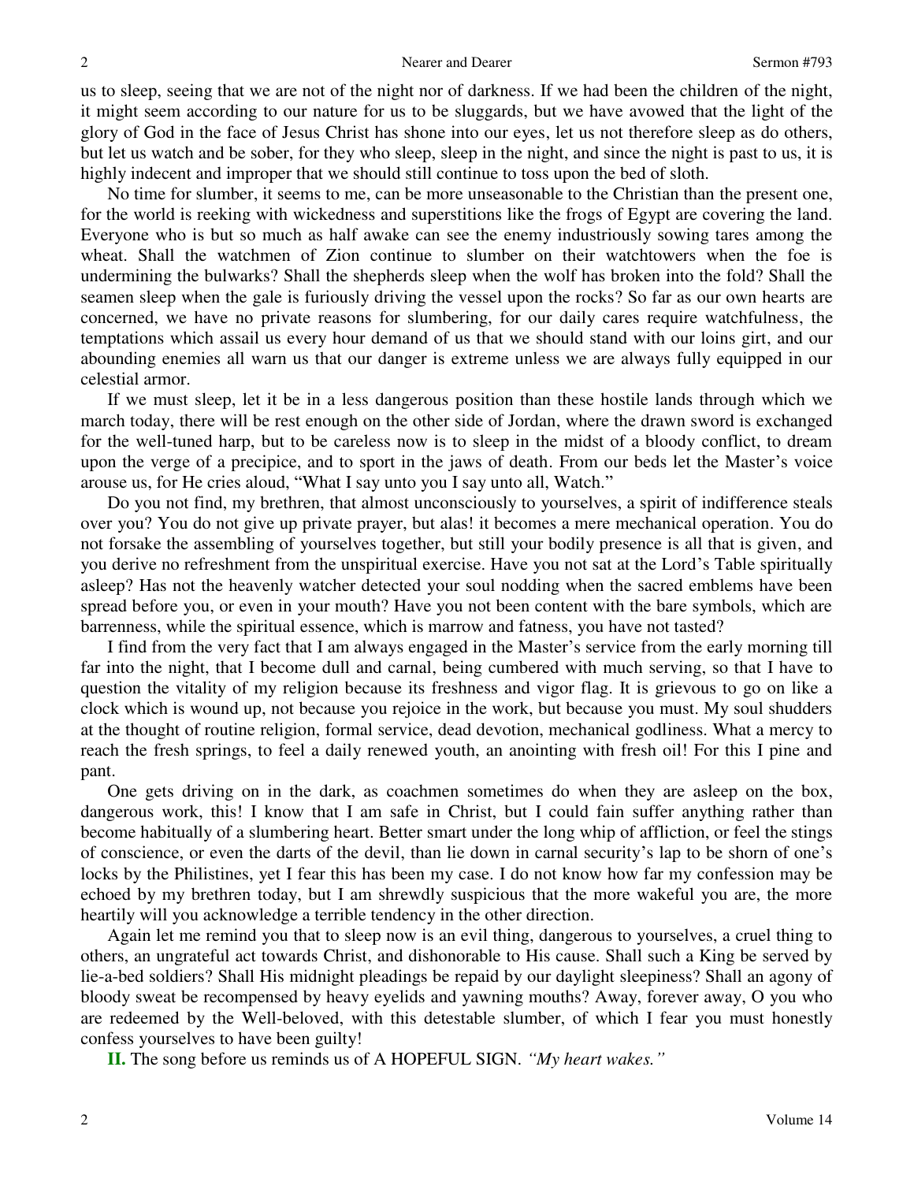us to sleep, seeing that we are not of the night nor of darkness. If we had been the children of the night, it might seem according to our nature for us to be sluggards, but we have avowed that the light of the glory of God in the face of Jesus Christ has shone into our eyes, let us not therefore sleep as do others, but let us watch and be sober, for they who sleep, sleep in the night, and since the night is past to us, it is highly indecent and improper that we should still continue to toss upon the bed of sloth.

No time for slumber, it seems to me, can be more unseasonable to the Christian than the present one, for the world is reeking with wickedness and superstitions like the frogs of Egypt are covering the land. Everyone who is but so much as half awake can see the enemy industriously sowing tares among the wheat. Shall the watchmen of Zion continue to slumber on their watchtowers when the foe is undermining the bulwarks? Shall the shepherds sleep when the wolf has broken into the fold? Shall the seamen sleep when the gale is furiously driving the vessel upon the rocks? So far as our own hearts are concerned, we have no private reasons for slumbering, for our daily cares require watchfulness, the temptations which assail us every hour demand of us that we should stand with our loins girt, and our abounding enemies all warn us that our danger is extreme unless we are always fully equipped in our celestial armor.

If we must sleep, let it be in a less dangerous position than these hostile lands through which we march today, there will be rest enough on the other side of Jordan, where the drawn sword is exchanged for the well-tuned harp, but to be careless now is to sleep in the midst of a bloody conflict, to dream upon the verge of a precipice, and to sport in the jaws of death. From our beds let the Master's voice arouse us, for He cries aloud, "What I say unto you I say unto all, Watch."

Do you not find, my brethren, that almost unconsciously to yourselves, a spirit of indifference steals over you? You do not give up private prayer, but alas! it becomes a mere mechanical operation. You do not forsake the assembling of yourselves together, but still your bodily presence is all that is given, and you derive no refreshment from the unspiritual exercise. Have you not sat at the Lord's Table spiritually asleep? Has not the heavenly watcher detected your soul nodding when the sacred emblems have been spread before you, or even in your mouth? Have you not been content with the bare symbols, which are barrenness, while the spiritual essence, which is marrow and fatness, you have not tasted?

I find from the very fact that I am always engaged in the Master's service from the early morning till far into the night, that I become dull and carnal, being cumbered with much serving, so that I have to question the vitality of my religion because its freshness and vigor flag. It is grievous to go on like a clock which is wound up, not because you rejoice in the work, but because you must. My soul shudders at the thought of routine religion, formal service, dead devotion, mechanical godliness. What a mercy to reach the fresh springs, to feel a daily renewed youth, an anointing with fresh oil! For this I pine and pant.

One gets driving on in the dark, as coachmen sometimes do when they are asleep on the box, dangerous work, this! I know that I am safe in Christ, but I could fain suffer anything rather than become habitually of a slumbering heart. Better smart under the long whip of affliction, or feel the stings of conscience, or even the darts of the devil, than lie down in carnal security's lap to be shorn of one's locks by the Philistines, yet I fear this has been my case. I do not know how far my confession may be echoed by my brethren today, but I am shrewdly suspicious that the more wakeful you are, the more heartily will you acknowledge a terrible tendency in the other direction.

Again let me remind you that to sleep now is an evil thing, dangerous to yourselves, a cruel thing to others, an ungrateful act towards Christ, and dishonorable to His cause. Shall such a King be served by lie-a-bed soldiers? Shall His midnight pleadings be repaid by our daylight sleepiness? Shall an agony of bloody sweat be recompensed by heavy eyelids and yawning mouths? Away, forever away, O you who are redeemed by the Well-beloved, with this detestable slumber, of which I fear you must honestly confess yourselves to have been guilty!

**II.** The song before us reminds us of A HOPEFUL SIGN. *"My heart wakes."*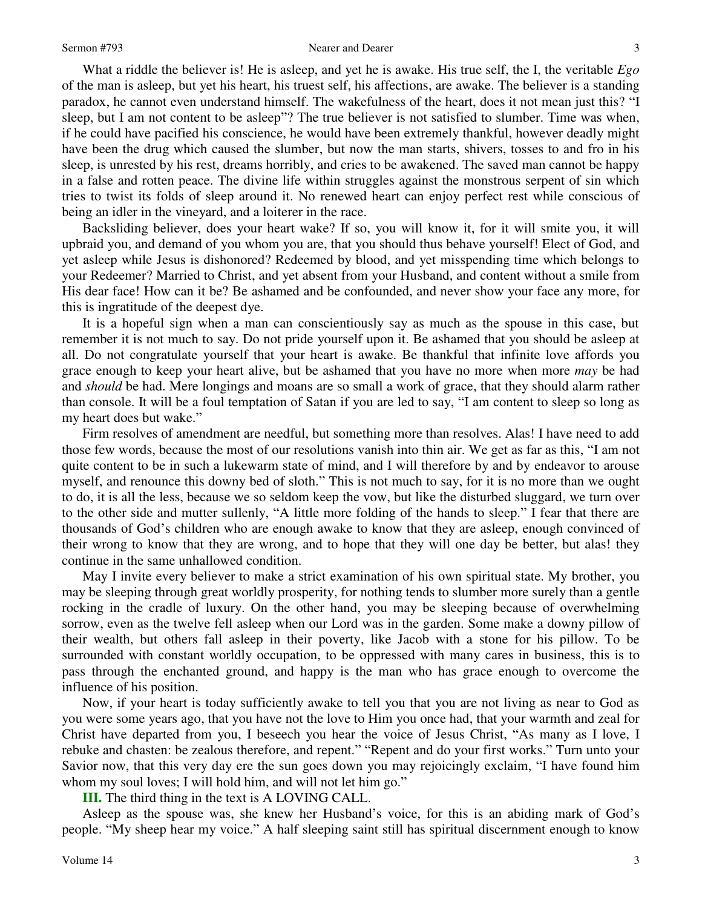What a riddle the believer is! He is asleep, and yet he is awake. His true self, the I, the veritable *Ego* of the man is asleep, but yet his heart, his truest self, his affections, are awake. The believer is a standing paradox, he cannot even understand himself. The wakefulness of the heart, does it not mean just this? "I sleep, but I am not content to be asleep"? The true believer is not satisfied to slumber. Time was when, if he could have pacified his conscience, he would have been extremely thankful, however deadly might have been the drug which caused the slumber, but now the man starts, shivers, tosses to and fro in his sleep, is unrested by his rest, dreams horribly, and cries to be awakened. The saved man cannot be happy in a false and rotten peace. The divine life within struggles against the monstrous serpent of sin which tries to twist its folds of sleep around it. No renewed heart can enjoy perfect rest while conscious of being an idler in the vineyard, and a loiterer in the race.

Backsliding believer, does your heart wake? If so, you will know it, for it will smite you, it will upbraid you, and demand of you whom you are, that you should thus behave yourself! Elect of God, and yet asleep while Jesus is dishonored? Redeemed by blood, and yet misspending time which belongs to your Redeemer? Married to Christ, and yet absent from your Husband, and content without a smile from His dear face! How can it be? Be ashamed and be confounded, and never show your face any more, for this is ingratitude of the deepest dye.

It is a hopeful sign when a man can conscientiously say as much as the spouse in this case, but remember it is not much to say. Do not pride yourself upon it. Be ashamed that you should be asleep at all. Do not congratulate yourself that your heart is awake. Be thankful that infinite love affords you grace enough to keep your heart alive, but be ashamed that you have no more when more *may* be had and *should* be had. Mere longings and moans are so small a work of grace, that they should alarm rather than console. It will be a foul temptation of Satan if you are led to say, "I am content to sleep so long as my heart does but wake."

Firm resolves of amendment are needful, but something more than resolves. Alas! I have need to add those few words, because the most of our resolutions vanish into thin air. We get as far as this, "I am not quite content to be in such a lukewarm state of mind, and I will therefore by and by endeavor to arouse myself, and renounce this downy bed of sloth." This is not much to say, for it is no more than we ought to do, it is all the less, because we so seldom keep the vow, but like the disturbed sluggard, we turn over to the other side and mutter sullenly, "A little more folding of the hands to sleep." I fear that there are thousands of God's children who are enough awake to know that they are asleep, enough convinced of their wrong to know that they are wrong, and to hope that they will one day be better, but alas! they continue in the same unhallowed condition.

May I invite every believer to make a strict examination of his own spiritual state. My brother, you may be sleeping through great worldly prosperity, for nothing tends to slumber more surely than a gentle rocking in the cradle of luxury. On the other hand, you may be sleeping because of overwhelming sorrow, even as the twelve fell asleep when our Lord was in the garden. Some make a downy pillow of their wealth, but others fall asleep in their poverty, like Jacob with a stone for his pillow. To be surrounded with constant worldly occupation, to be oppressed with many cares in business, this is to pass through the enchanted ground, and happy is the man who has grace enough to overcome the influence of his position.

Now, if your heart is today sufficiently awake to tell you that you are not living as near to God as you were some years ago, that you have not the love to Him you once had, that your warmth and zeal for Christ have departed from you, I beseech you hear the voice of Jesus Christ, "As many as I love, I rebuke and chasten: be zealous therefore, and repent." "Repent and do your first works." Turn unto your Savior now, that this very day ere the sun goes down you may rejoicingly exclaim, "I have found him whom my soul loves; I will hold him, and will not let him go."

**III.** The third thing in the text is A LOVING CALL.

Asleep as the spouse was, she knew her Husband's voice, for this is an abiding mark of God's people. "My sheep hear my voice." A half sleeping saint still has spiritual discernment enough to know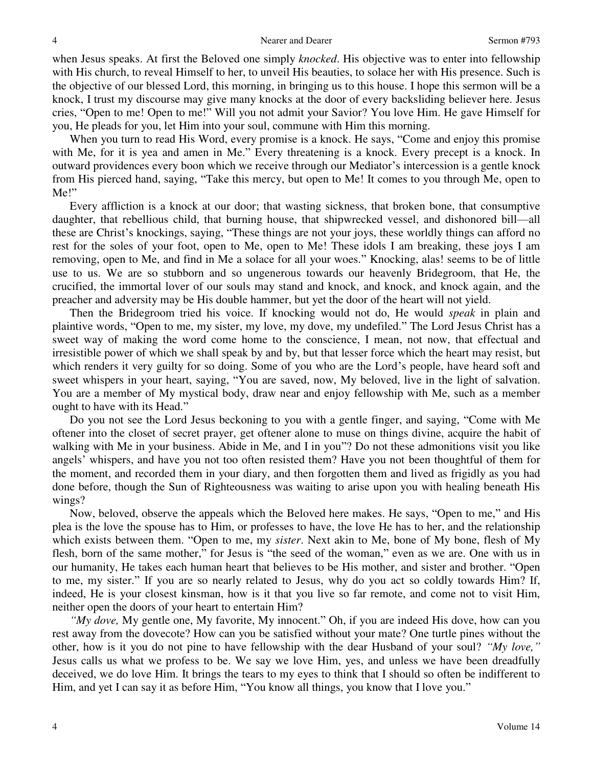when Jesus speaks. At first the Beloved one simply *knocked*. His objective was to enter into fellowship with His church, to reveal Himself to her, to unveil His beauties, to solace her with His presence. Such is the objective of our blessed Lord, this morning, in bringing us to this house. I hope this sermon will be a knock, I trust my discourse may give many knocks at the door of every backsliding believer here. Jesus cries, "Open to me! Open to me!" Will you not admit your Savior? You love Him. He gave Himself for you, He pleads for you, let Him into your soul, commune with Him this morning.

When you turn to read His Word, every promise is a knock. He says, "Come and enjoy this promise with Me, for it is yea and amen in Me." Every threatening is a knock. Every precept is a knock. In outward providences every boon which we receive through our Mediator's intercession is a gentle knock from His pierced hand, saying, "Take this mercy, but open to Me! It comes to you through Me, open to Me!"

Every affliction is a knock at our door; that wasting sickness, that broken bone, that consumptive daughter, that rebellious child, that burning house, that shipwrecked vessel, and dishonored bill—all these are Christ's knockings, saying, "These things are not your joys, these worldly things can afford no rest for the soles of your foot, open to Me, open to Me! These idols I am breaking, these joys I am removing, open to Me, and find in Me a solace for all your woes." Knocking, alas! seems to be of little use to us. We are so stubborn and so ungenerous towards our heavenly Bridegroom, that He, the crucified, the immortal lover of our souls may stand and knock, and knock, and knock again, and the preacher and adversity may be His double hammer, but yet the door of the heart will not yield.

Then the Bridegroom tried his voice. If knocking would not do, He would *speak* in plain and plaintive words, "Open to me, my sister, my love, my dove, my undefiled." The Lord Jesus Christ has a sweet way of making the word come home to the conscience, I mean, not now, that effectual and irresistible power of which we shall speak by and by, but that lesser force which the heart may resist, but which renders it very guilty for so doing. Some of you who are the Lord's people, have heard soft and sweet whispers in your heart, saying, "You are saved, now, My beloved, live in the light of salvation. You are a member of My mystical body, draw near and enjoy fellowship with Me, such as a member ought to have with its Head."

Do you not see the Lord Jesus beckoning to you with a gentle finger, and saying, "Come with Me oftener into the closet of secret prayer, get oftener alone to muse on things divine, acquire the habit of walking with Me in your business. Abide in Me, and I in you"? Do not these admonitions visit you like angels' whispers, and have you not too often resisted them? Have you not been thoughtful of them for the moment, and recorded them in your diary, and then forgotten them and lived as frigidly as you had done before, though the Sun of Righteousness was waiting to arise upon you with healing beneath His wings?

Now, beloved, observe the appeals which the Beloved here makes. He says, "Open to me," and His plea is the love the spouse has to Him, or professes to have, the love He has to her, and the relationship which exists between them. "Open to me, my *sister*. Next akin to Me, bone of My bone, flesh of My flesh, born of the same mother," for Jesus is "the seed of the woman," even as we are. One with us in our humanity, He takes each human heart that believes to be His mother, and sister and brother. "Open to me, my sister." If you are so nearly related to Jesus, why do you act so coldly towards Him? If, indeed, He is your closest kinsman, how is it that you live so far remote, and come not to visit Him, neither open the doors of your heart to entertain Him?

*"My dove,* My gentle one, My favorite, My innocent." Oh, if you are indeed His dove, how can you rest away from the dovecote? How can you be satisfied without your mate? One turtle pines without the other, how is it you do not pine to have fellowship with the dear Husband of your soul? *"My love,"* Jesus calls us what we profess to be. We say we love Him, yes, and unless we have been dreadfully deceived, we do love Him. It brings the tears to my eyes to think that I should so often be indifferent to Him, and yet I can say it as before Him, "You know all things, you know that I love you."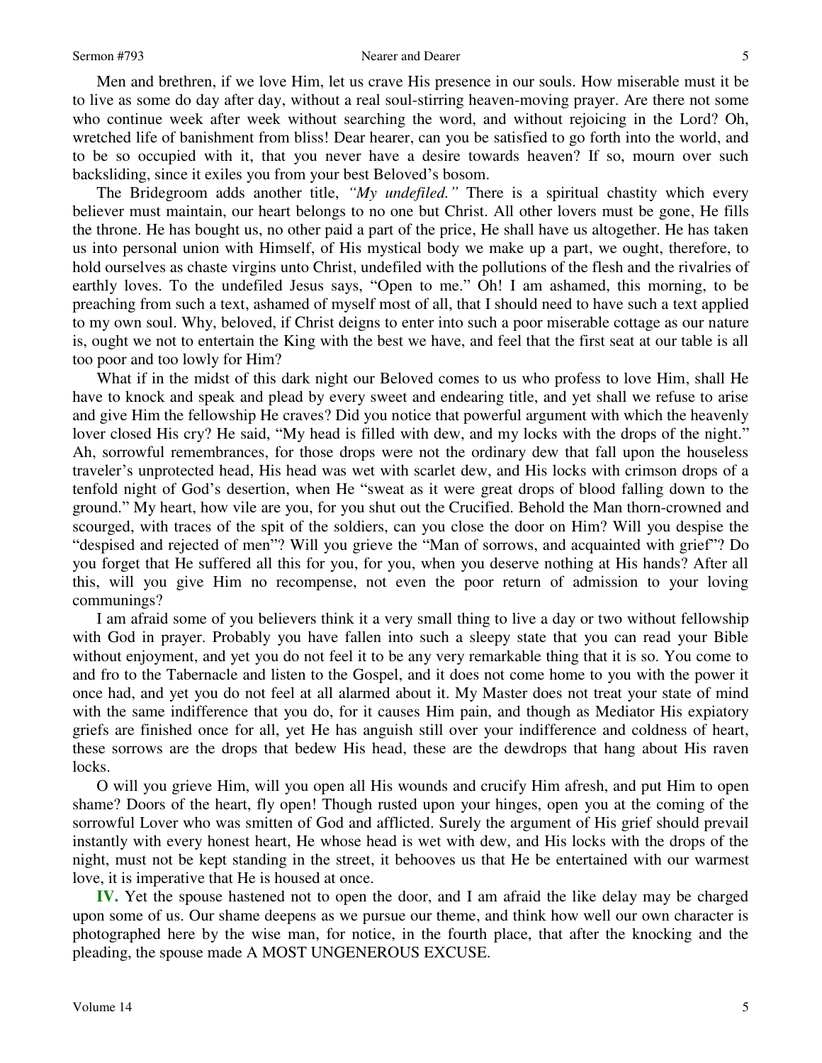Men and brethren, if we love Him, let us crave His presence in our souls. How miserable must it be to live as some do day after day, without a real soul-stirring heaven-moving prayer. Are there not some who continue week after week without searching the word, and without rejoicing in the Lord? Oh, wretched life of banishment from bliss! Dear hearer, can you be satisfied to go forth into the world, and to be so occupied with it, that you never have a desire towards heaven? If so, mourn over such backsliding, since it exiles you from your best Beloved's bosom.

The Bridegroom adds another title, *"My undefiled."* There is a spiritual chastity which every believer must maintain, our heart belongs to no one but Christ. All other lovers must be gone, He fills the throne. He has bought us, no other paid a part of the price, He shall have us altogether. He has taken us into personal union with Himself, of His mystical body we make up a part, we ought, therefore, to hold ourselves as chaste virgins unto Christ, undefiled with the pollutions of the flesh and the rivalries of earthly loves. To the undefiled Jesus says, "Open to me." Oh! I am ashamed, this morning, to be preaching from such a text, ashamed of myself most of all, that I should need to have such a text applied to my own soul. Why, beloved, if Christ deigns to enter into such a poor miserable cottage as our nature is, ought we not to entertain the King with the best we have, and feel that the first seat at our table is all too poor and too lowly for Him?

What if in the midst of this dark night our Beloved comes to us who profess to love Him, shall He have to knock and speak and plead by every sweet and endearing title, and yet shall we refuse to arise and give Him the fellowship He craves? Did you notice that powerful argument with which the heavenly lover closed His cry? He said, "My head is filled with dew, and my locks with the drops of the night." Ah, sorrowful remembrances, for those drops were not the ordinary dew that fall upon the houseless traveler's unprotected head, His head was wet with scarlet dew, and His locks with crimson drops of a tenfold night of God's desertion, when He "sweat as it were great drops of blood falling down to the ground." My heart, how vile are you, for you shut out the Crucified. Behold the Man thorn-crowned and scourged, with traces of the spit of the soldiers, can you close the door on Him? Will you despise the "despised and rejected of men"? Will you grieve the "Man of sorrows, and acquainted with grief"? Do you forget that He suffered all this for you, for you, when you deserve nothing at His hands? After all this, will you give Him no recompense, not even the poor return of admission to your loving communings?

I am afraid some of you believers think it a very small thing to live a day or two without fellowship with God in prayer. Probably you have fallen into such a sleepy state that you can read your Bible without enjoyment, and yet you do not feel it to be any very remarkable thing that it is so. You come to and fro to the Tabernacle and listen to the Gospel, and it does not come home to you with the power it once had, and yet you do not feel at all alarmed about it. My Master does not treat your state of mind with the same indifference that you do, for it causes Him pain, and though as Mediator His expiatory griefs are finished once for all, yet He has anguish still over your indifference and coldness of heart, these sorrows are the drops that bedew His head, these are the dewdrops that hang about His raven locks.

O will you grieve Him, will you open all His wounds and crucify Him afresh, and put Him to open shame? Doors of the heart, fly open! Though rusted upon your hinges, open you at the coming of the sorrowful Lover who was smitten of God and afflicted. Surely the argument of His grief should prevail instantly with every honest heart, He whose head is wet with dew, and His locks with the drops of the night, must not be kept standing in the street, it behooves us that He be entertained with our warmest love, it is imperative that He is housed at once.

**IV.** Yet the spouse hastened not to open the door, and I am afraid the like delay may be charged upon some of us. Our shame deepens as we pursue our theme, and think how well our own character is photographed here by the wise man, for notice, in the fourth place, that after the knocking and the pleading, the spouse made A MOST UNGENEROUS EXCUSE.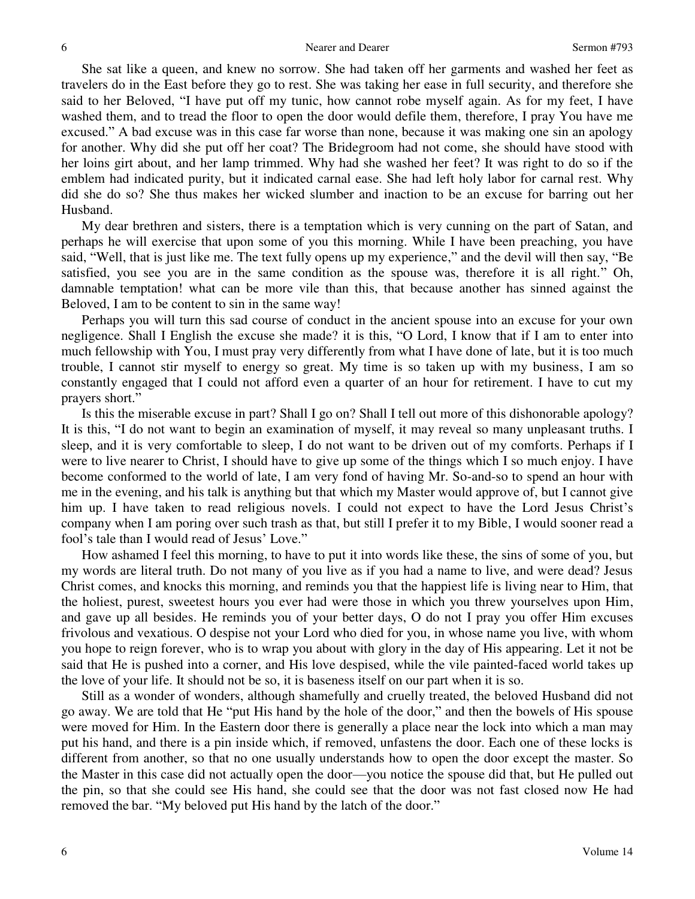She sat like a queen, and knew no sorrow. She had taken off her garments and washed her feet as travelers do in the East before they go to rest. She was taking her ease in full security, and therefore she said to her Beloved, "I have put off my tunic, how cannot robe myself again. As for my feet, I have washed them, and to tread the floor to open the door would defile them, therefore, I pray You have me excused." A bad excuse was in this case far worse than none, because it was making one sin an apology for another. Why did she put off her coat? The Bridegroom had not come, she should have stood with her loins girt about, and her lamp trimmed. Why had she washed her feet? It was right to do so if the emblem had indicated purity, but it indicated carnal ease. She had left holy labor for carnal rest. Why did she do so? She thus makes her wicked slumber and inaction to be an excuse for barring out her Husband.

My dear brethren and sisters, there is a temptation which is very cunning on the part of Satan, and perhaps he will exercise that upon some of you this morning. While I have been preaching, you have said, "Well, that is just like me. The text fully opens up my experience," and the devil will then say, "Be satisfied, you see you are in the same condition as the spouse was, therefore it is all right." Oh, damnable temptation! what can be more vile than this, that because another has sinned against the Beloved, I am to be content to sin in the same way!

Perhaps you will turn this sad course of conduct in the ancient spouse into an excuse for your own negligence. Shall I English the excuse she made? it is this, "O Lord, I know that if I am to enter into much fellowship with You, I must pray very differently from what I have done of late, but it is too much trouble, I cannot stir myself to energy so great. My time is so taken up with my business, I am so constantly engaged that I could not afford even a quarter of an hour for retirement. I have to cut my prayers short."

Is this the miserable excuse in part? Shall I go on? Shall I tell out more of this dishonorable apology? It is this, "I do not want to begin an examination of myself, it may reveal so many unpleasant truths. I sleep, and it is very comfortable to sleep, I do not want to be driven out of my comforts. Perhaps if I were to live nearer to Christ, I should have to give up some of the things which I so much enjoy. I have become conformed to the world of late, I am very fond of having Mr. So-and-so to spend an hour with me in the evening, and his talk is anything but that which my Master would approve of, but I cannot give him up. I have taken to read religious novels. I could not expect to have the Lord Jesus Christ's company when I am poring over such trash as that, but still I prefer it to my Bible, I would sooner read a fool's tale than I would read of Jesus' Love."

How ashamed I feel this morning, to have to put it into words like these, the sins of some of you, but my words are literal truth. Do not many of you live as if you had a name to live, and were dead? Jesus Christ comes, and knocks this morning, and reminds you that the happiest life is living near to Him, that the holiest, purest, sweetest hours you ever had were those in which you threw yourselves upon Him, and gave up all besides. He reminds you of your better days, O do not I pray you offer Him excuses frivolous and vexatious. O despise not your Lord who died for you, in whose name you live, with whom you hope to reign forever, who is to wrap you about with glory in the day of His appearing. Let it not be said that He is pushed into a corner, and His love despised, while the vile painted-faced world takes up the love of your life. It should not be so, it is baseness itself on our part when it is so.

Still as a wonder of wonders, although shamefully and cruelly treated, the beloved Husband did not go away. We are told that He "put His hand by the hole of the door," and then the bowels of His spouse were moved for Him. In the Eastern door there is generally a place near the lock into which a man may put his hand, and there is a pin inside which, if removed, unfastens the door. Each one of these locks is different from another, so that no one usually understands how to open the door except the master. So the Master in this case did not actually open the door—you notice the spouse did that, but He pulled out the pin, so that she could see His hand, she could see that the door was not fast closed now He had removed the bar. "My beloved put His hand by the latch of the door."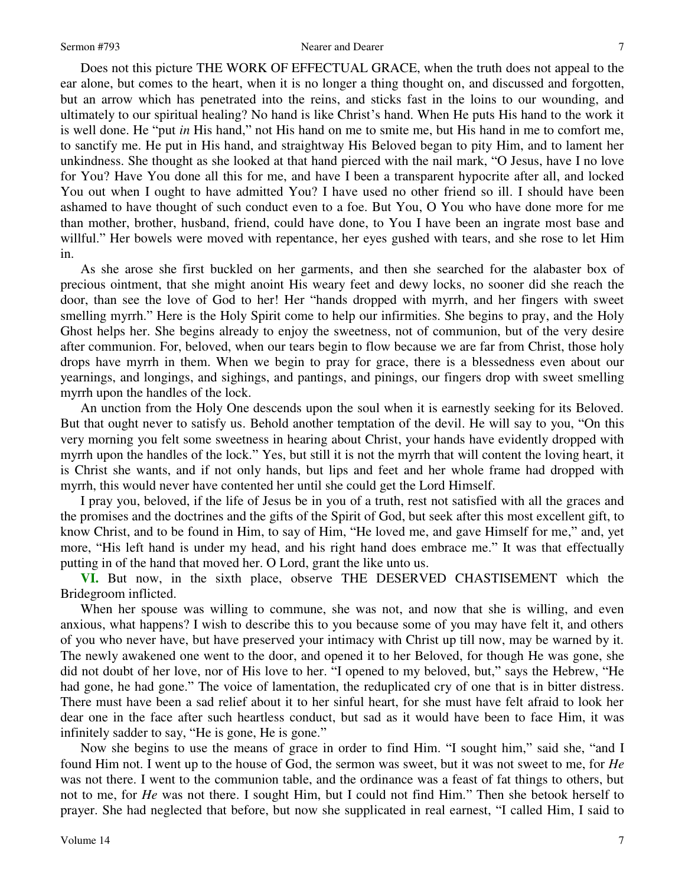Does not this picture THE WORK OF EFFECTUAL GRACE, when the truth does not appeal to the ear alone, but comes to the heart, when it is no longer a thing thought on, and discussed and forgotten, but an arrow which has penetrated into the reins, and sticks fast in the loins to our wounding, and ultimately to our spiritual healing? No hand is like Christ's hand. When He puts His hand to the work it is well done. He "put *in* His hand," not His hand on me to smite me, but His hand in me to comfort me, to sanctify me. He put in His hand, and straightway His Beloved began to pity Him, and to lament her unkindness. She thought as she looked at that hand pierced with the nail mark, "O Jesus, have I no love for You? Have You done all this for me, and have I been a transparent hypocrite after all, and locked You out when I ought to have admitted You? I have used no other friend so ill. I should have been ashamed to have thought of such conduct even to a foe. But You, O You who have done more for me than mother, brother, husband, friend, could have done, to You I have been an ingrate most base and willful." Her bowels were moved with repentance, her eyes gushed with tears, and she rose to let Him in.

As she arose she first buckled on her garments, and then she searched for the alabaster box of precious ointment, that she might anoint His weary feet and dewy locks, no sooner did she reach the door, than see the love of God to her! Her "hands dropped with myrrh, and her fingers with sweet smelling myrrh." Here is the Holy Spirit come to help our infirmities. She begins to pray, and the Holy Ghost helps her. She begins already to enjoy the sweetness, not of communion, but of the very desire after communion. For, beloved, when our tears begin to flow because we are far from Christ, those holy drops have myrrh in them. When we begin to pray for grace, there is a blessedness even about our yearnings, and longings, and sighings, and pantings, and pinings, our fingers drop with sweet smelling myrrh upon the handles of the lock.

An unction from the Holy One descends upon the soul when it is earnestly seeking for its Beloved. But that ought never to satisfy us. Behold another temptation of the devil. He will say to you, "On this very morning you felt some sweetness in hearing about Christ, your hands have evidently dropped with myrrh upon the handles of the lock." Yes, but still it is not the myrrh that will content the loving heart, it is Christ she wants, and if not only hands, but lips and feet and her whole frame had dropped with myrrh, this would never have contented her until she could get the Lord Himself.

I pray you, beloved, if the life of Jesus be in you of a truth, rest not satisfied with all the graces and the promises and the doctrines and the gifts of the Spirit of God, but seek after this most excellent gift, to know Christ, and to be found in Him, to say of Him, "He loved me, and gave Himself for me," and, yet more, "His left hand is under my head, and his right hand does embrace me." It was that effectually putting in of the hand that moved her. O Lord, grant the like unto us.

**VI.** But now, in the sixth place, observe THE DESERVED CHASTISEMENT which the Bridegroom inflicted.

When her spouse was willing to commune, she was not, and now that she is willing, and even anxious, what happens? I wish to describe this to you because some of you may have felt it, and others of you who never have, but have preserved your intimacy with Christ up till now, may be warned by it. The newly awakened one went to the door, and opened it to her Beloved, for though He was gone, she did not doubt of her love, nor of His love to her. "I opened to my beloved, but," says the Hebrew, "He had gone, he had gone." The voice of lamentation, the reduplicated cry of one that is in bitter distress. There must have been a sad relief about it to her sinful heart, for she must have felt afraid to look her dear one in the face after such heartless conduct, but sad as it would have been to face Him, it was infinitely sadder to say, "He is gone, He is gone."

Now she begins to use the means of grace in order to find Him. "I sought him," said she, "and I found Him not. I went up to the house of God, the sermon was sweet, but it was not sweet to me, for *He* was not there. I went to the communion table, and the ordinance was a feast of fat things to others, but not to me, for *He* was not there. I sought Him, but I could not find Him." Then she betook herself to prayer. She had neglected that before, but now she supplicated in real earnest, "I called Him, I said to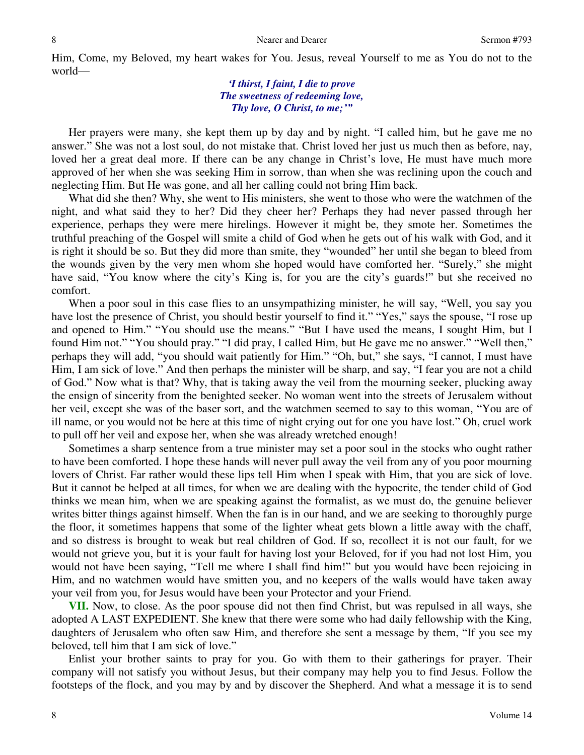Him, Come, my Beloved, my heart wakes for You. Jesus, reveal Yourself to me as You do not to the world—

> *'I thirst, I faint, I die to prove*
> *The sweetness of redeeming love,*
> *Thy love, O Christ, to me;'"*

Her prayers were many, she kept them up by day and by night. "I called him, but he gave me no answer." She was not a lost soul, do not mistake that. Christ loved her just us much then as before, nay, loved her a great deal more. If there can be any change in Christ's love, He must have much more approved of her when she was seeking Him in sorrow, than when she was reclining upon the couch and neglecting Him. But He was gone, and all her calling could not bring Him back.

What did she then? Why, she went to His ministers, she went to those who were the watchmen of the night, and what said they to her? Did they cheer her? Perhaps they had never passed through her experience, perhaps they were mere hirelings. However it might be, they smote her. Sometimes the truthful preaching of the Gospel will smite a child of God when he gets out of his walk with God, and it is right it should be so. But they did more than smite, they "wounded" her until she began to bleed from the wounds given by the very men whom she hoped would have comforted her. "Surely," she might have said, "You know where the city's King is, for you are the city's guards!" but she received no comfort.

When a poor soul in this case flies to an unsympathizing minister, he will say, "Well, you say you have lost the presence of Christ, you should bestir yourself to find it." "Yes," says the spouse, "I rose up and opened to Him." "You should use the means." "But I have used the means, I sought Him, but I found Him not." "You should pray." "I did pray, I called Him, but He gave me no answer." "Well then," perhaps they will add, "you should wait patiently for Him." "Oh, but," she says, "I cannot, I must have Him, I am sick of love." And then perhaps the minister will be sharp, and say, "I fear you are not a child of God." Now what is that? Why, that is taking away the veil from the mourning seeker, plucking away the ensign of sincerity from the benighted seeker. No woman went into the streets of Jerusalem without her veil, except she was of the baser sort, and the watchmen seemed to say to this woman, "You are of ill name, or you would not be here at this time of night crying out for one you have lost." Oh, cruel work to pull off her veil and expose her, when she was already wretched enough!

Sometimes a sharp sentence from a true minister may set a poor soul in the stocks who ought rather to have been comforted. I hope these hands will never pull away the veil from any of you poor mourning lovers of Christ. Far rather would these lips tell Him when I speak with Him, that you are sick of love. But it cannot be helped at all times, for when we are dealing with the hypocrite, the tender child of God thinks we mean him, when we are speaking against the formalist, as we must do, the genuine believer writes bitter things against himself. When the fan is in our hand, and we are seeking to thoroughly purge the floor, it sometimes happens that some of the lighter wheat gets blown a little away with the chaff, and so distress is brought to weak but real children of God. If so, recollect it is not our fault, for we would not grieve you, but it is your fault for having lost your Beloved, for if you had not lost Him, you would not have been saying, "Tell me where I shall find him!" but you would have been rejoicing in Him, and no watchmen would have smitten you, and no keepers of the walls would have taken away your veil from you, for Jesus would have been your Protector and your Friend.

**VII.** Now, to close. As the poor spouse did not then find Christ, but was repulsed in all ways, she adopted A LAST EXPEDIENT. She knew that there were some who had daily fellowship with the King, daughters of Jerusalem who often saw Him, and therefore she sent a message by them, "If you see my beloved, tell him that I am sick of love."

Enlist your brother saints to pray for you. Go with them to their gatherings for prayer. Their company will not satisfy you without Jesus, but their company may help you to find Jesus. Follow the footsteps of the flock, and you may by and by discover the Shepherd. And what a message it is to send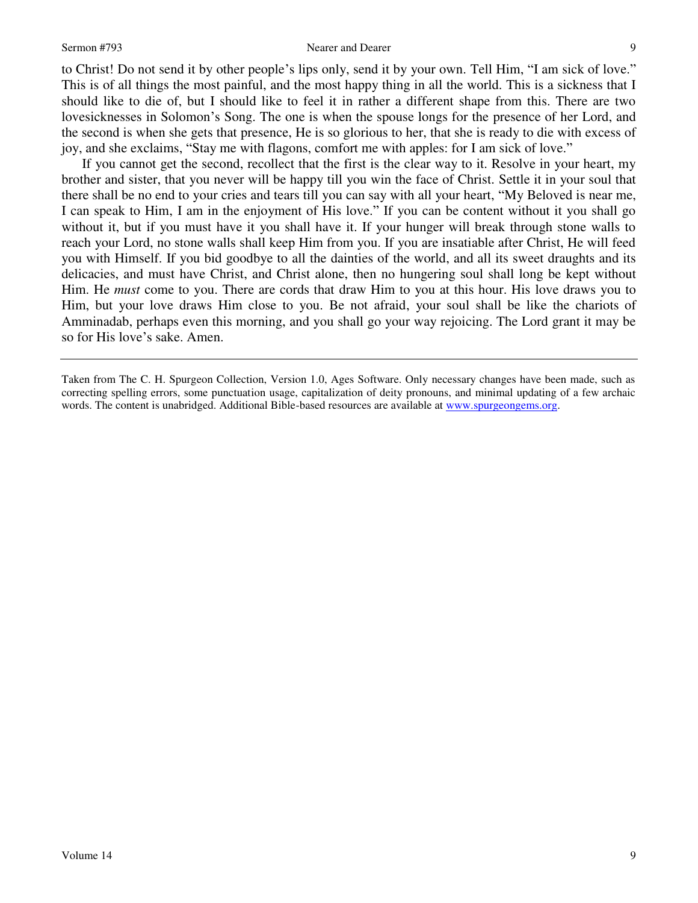to Christ! Do not send it by other people's lips only, send it by your own. Tell Him, "I am sick of love." This is of all things the most painful, and the most happy thing in all the world. This is a sickness that I should like to die of, but I should like to feel it in rather a different shape from this. There are two lovesicknesses in Solomon's Song. The one is when the spouse longs for the presence of her Lord, and the second is when she gets that presence, He is so glorious to her, that she is ready to die with excess of joy, and she exclaims, "Stay me with flagons, comfort me with apples: for I am sick of love."

If you cannot get the second, recollect that the first is the clear way to it. Resolve in your heart, my brother and sister, that you never will be happy till you win the face of Christ. Settle it in your soul that there shall be no end to your cries and tears till you can say with all your heart, "My Beloved is near me, I can speak to Him, I am in the enjoyment of His love." If you can be content without it you shall go without it, but if you must have it you shall have it. If your hunger will break through stone walls to reach your Lord, no stone walls shall keep Him from you. If you are insatiable after Christ, He will feed you with Himself. If you bid goodbye to all the dainties of the world, and all its sweet draughts and its delicacies, and must have Christ, and Christ alone, then no hungering soul shall long be kept without Him. He *must* come to you. There are cords that draw Him to you at this hour. His love draws you to Him, but your love draws Him close to you. Be not afraid, your soul shall be like the chariots of Amminadab, perhaps even this morning, and you shall go your way rejoicing. The Lord grant it may be so for His love's sake. Amen.

---

Taken from The C. H. Spurgeon Collection, Version 1.0, Ages Software. Only necessary changes have been made, such as correcting spelling errors, some punctuation usage, capitalization of deity pronouns, and minimal updating of a few archaic words. The content is unabridged. Additional Bible-based resources are available at www.spurgeongems.org.